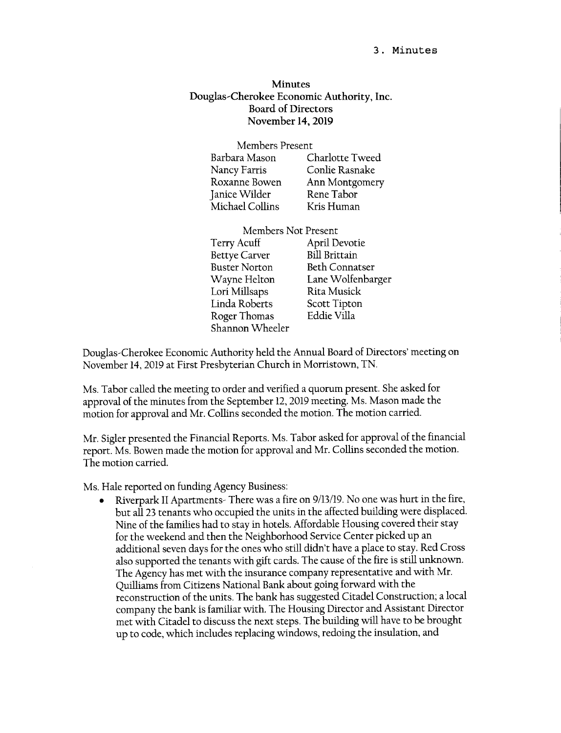3. Minutes

# Minutes
## Douglas-Cherokee Economic Authority, Inc.
## Board of Directors
## November 14, 2019

Members Present

| | |
|---|---|
| Barbara Mason | Charlotte Tweed |
| Nancy Farris | Conlie Rasnake |
| Roxanne Bowen | Ann Montgomery |
| Janice Wilder | Rene Tabor |
| Michael Collins | Kris Human |

Members Not Present

| | |
|---|---|
| Terry Acuff | April Devotie |
| Bettye Carver | Bill Brittain |
| Buster Norton | Beth Connatser |
| Wayne Helton | Lane Wolfenbarger |
| Lori Millsaps | Rita Musick |
| Linda Roberts | Scott Tipton |
| Roger Thomas | Eddie Villa |
| Shannon Wheeler | |

Douglas-Cherokee Economic Authority held the Annual Board of Directors' meeting on November 14, 2019 at First Presbyterian Church in Morristown, TN.

Ms. Tabor called the meeting to order and verified a quorum present. She asked for approval of the minutes from the September 12, 2019 meeting. Ms. Mason made the motion for approval and Mr. Collins seconded the motion. The motion carried.

Mr. Sigler presented the Financial Reports. Ms. Tabor asked for approval of the financial report. Ms. Bowen made the motion for approval and Mr. Collins seconded the motion. The motion carried.

Ms. Hale reported on funding Agency Business:

- Riverpark II Apartments- There was a fire on 9/13/19. No one was hurt in the fire, but all 23 tenants who occupied the units in the affected building were displaced. Nine of the families had to stay in hotels. Affordable Housing covered their stay for the weekend and then the Neighborhood Service Center picked up an additional seven days for the ones who still didn't have a place to stay. Red Cross also supported the tenants with gift cards. The cause of the fire is still unknown. The Agency has met with the insurance company representative and with Mr. Quilliams from Citizens National Bank about going forward with the reconstruction of the units. The bank has suggested Citadel Construction; a local company the bank is familiar with. The Housing Director and Assistant Director met with Citadel to discuss the next steps. The building will have to be brought up to code, which includes replacing windows, redoing the insulation, and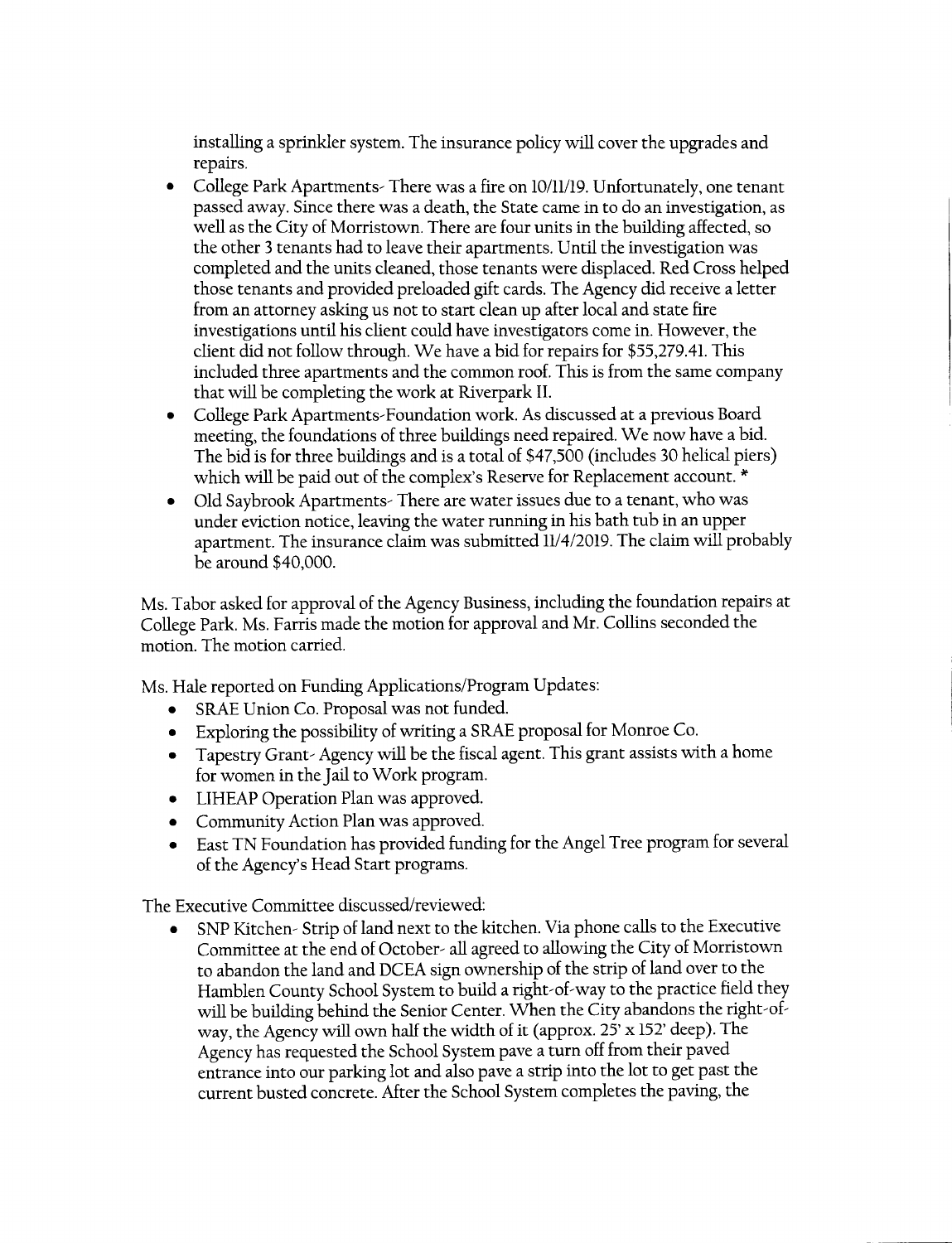installing a sprinkler system. The insurance policy will cover the upgrades and repairs.

- College Park Apartments- There was a fire on 10/11/19. Unfortunately, one tenant passed away. Since there was a death, the State came in to do an investigation, as well as the City of Morristown. There are four units in the building affected, so the other 3 tenants had to leave their apartments. Until the investigation was completed and the units cleaned, those tenants were displaced. Red Cross helped those tenants and provided preloaded gift cards. The Agency did receive a letter from an attorney asking us not to start clean up after local and state fire investigations until his client could have investigators come in. However, the client did not follow through. We have a bid for repairs for $55,279.41. This included three apartments and the common roof. This is from the same company that will be completing the work at Riverpark II.
- College Park Apartments-Foundation work. As discussed at a previous Board meeting, the foundations of three buildings need repaired. We now have a bid. The bid is for three buildings and is a total of $47,500 (includes 30 helical piers) which will be paid out of the complex's Reserve for Replacement account. *
- Old Saybrook Apartments- There are water issues due to a tenant, who was under eviction notice, leaving the water running in his bath tub in an upper apartment. The insurance claim was submitted 11/4/2019. The claim will probably be around $40,000.

Ms. Tabor asked for approval of the Agency Business, including the foundation repairs at College Park. Ms. Farris made the motion for approval and Mr. Collins seconded the motion. The motion carried.

Ms. Hale reported on Funding Applications/Program Updates:

- SRAE Union Co. Proposal was not funded.
- Exploring the possibility of writing a SRAE proposal for Monroe Co.
- Tapestry Grant- Agency will be the fiscal agent. This grant assists with a home for women in the Jail to Work program.
- LIHEAP Operation Plan was approved.
- Community Action Plan was approved.
- East TN Foundation has provided funding for the Angel Tree program for several of the Agency's Head Start programs.

The Executive Committee discussed/reviewed:

- SNP Kitchen- Strip of land next to the kitchen. Via phone calls to the Executive Committee at the end of October- all agreed to allowing the City of Morristown to abandon the land and DCEA sign ownership of the strip of land over to the Hamblen County School System to build a right-of-way to the practice field they will be building behind the Senior Center. When the City abandons the right-of-way, the Agency will own half the width of it (approx. 25' x 152' deep). The Agency has requested the School System pave a turn off from their paved entrance into our parking lot and also pave a strip into the lot to get past the current busted concrete. After the School System completes the paving, the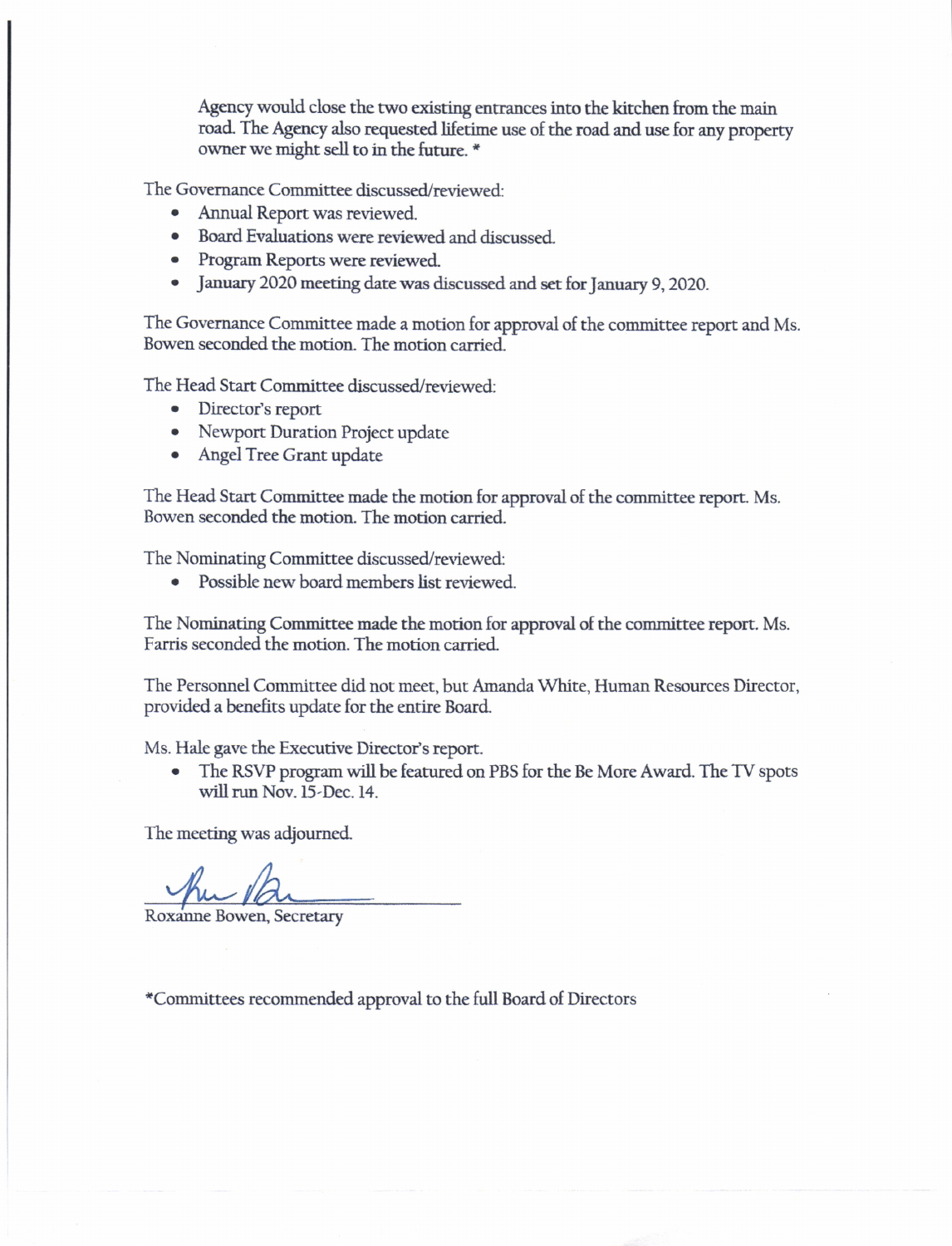Agency would close the two existing entrances into the kitchen from the main road. The Agency also requested lifetime use of the road and use for any property owner we might sell to in the future. *

The Governance Committee discussed/reviewed:

- Annual Report was reviewed.
- Board Evaluations were reviewed and discussed.
- Program Reports were reviewed.
- January 2020 meeting date was discussed and set for January 9, 2020.

The Governance Committee made a motion for approval of the committee report and Ms. Bowen seconded the motion. The motion carried.

The Head Start Committee discussed/reviewed:

- Director's report
- Newport Duration Project update
- Angel Tree Grant update

The Head Start Committee made the motion for approval of the committee report. Ms. Bowen seconded the motion. The motion carried.

The Nominating Committee discussed/reviewed:

- Possible new board members list reviewed.

The Nominating Committee made the motion for approval of the committee report. Ms. Farris seconded the motion. The motion carried.

The Personnel Committee did not meet, but Amanda White, Human Resources Director, provided a benefits update for the entire Board.

Ms. Hale gave the Executive Director's report.

- The RSVP program will be featured on PBS for the Be More Award. The TV spots will run Nov. 15-Dec. 14.

The meeting was adjourned.

Roxanne Bowen, Secretary

*Committees recommended approval to the full Board of Directors